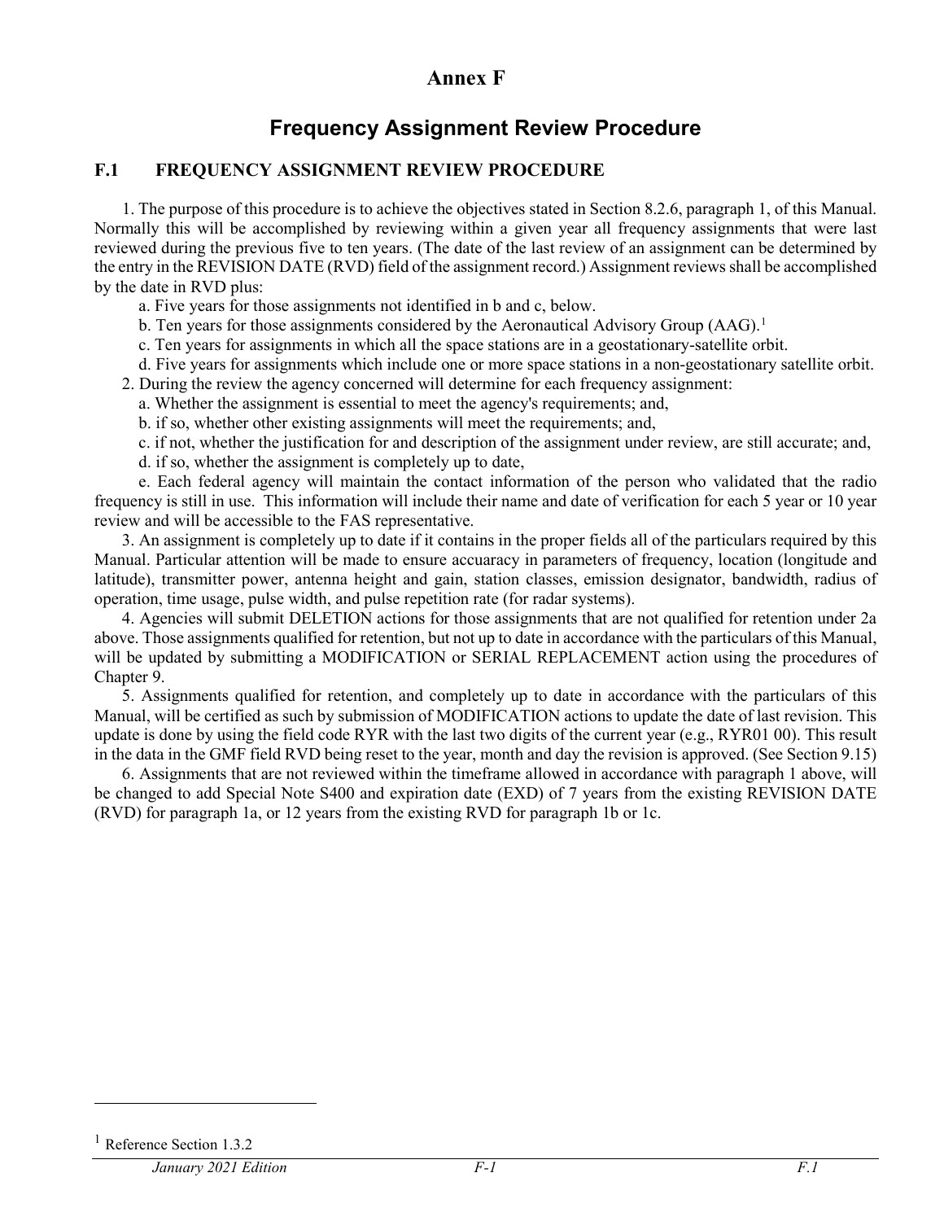# Annex F

## Frequency Assignment Review Procedure

### F.1 FREQUENCY ASSIGNMENT REVIEW PROCEDURE

1. The purpose of this procedure is to achieve the objectives stated in Section 8.2.6, paragraph 1, of this Manual. Normally this will be accomplished by reviewing within a given year all frequency assignments that were last reviewed during the previous five to ten years. (The date of the last review of an assignment can be determined by the entry in the REVISION DATE (RVD) field of the assignment record.) Assignment reviews shall be accomplished by the date in RVD plus:

   a. Five years for those assignments not identified in b and c, below.

   b. Ten years for those assignments considered by the Aeronautical Advisory Group (AAG).[1]

   c. Ten years for assignments in which all the space stations are in a geostationary-satellite orbit.

   d. Five years for assignments which include one or more space stations in a non-geostationary satellite orbit.

2. During the review the agency concerned will determine for each frequency assignment:

   a. Whether the assignment is essential to meet the agency's requirements; and,

   b. if so, whether other existing assignments will meet the requirements; and,

   c. if not, whether the justification for and description of the assignment under review, are still accurate; and,

   d. if so, whether the assignment is completely up to date,

   e. Each federal agency will maintain the contact information of the person who validated that the radio frequency is still in use. This information will include their name and date of verification for each 5 year or 10 year review and will be accessible to the FAS representative.

3. An assignment is completely up to date if it contains in the proper fields all of the particulars required by this Manual. Particular attention will be made to ensure accuaracy in parameters of frequency, location (longitude and latitude), transmitter power, antenna height and gain, station classes, emission designator, bandwidth, radius of operation, time usage, pulse width, and pulse repetition rate (for radar systems).

4. Agencies will submit DELETION actions for those assignments that are not qualified for retention under 2a above. Those assignments qualified for retention, but not up to date in accordance with the particulars of this Manual, will be updated by submitting a MODIFICATION or SERIAL REPLACEMENT action using the procedures of Chapter 9.

5. Assignments qualified for retention, and completely up to date in accordance with the particulars of this Manual, will be certified as such by submission of MODIFICATION actions to update the date of last revision. This update is done by using the field code RYR with the last two digits of the current year (e.g., RYR01 00). This result in the data in the GMF field RVD being reset to the year, month and day the revision is approved. (See Section 9.15)

6. Assignments that are not reviewed within the timeframe allowed in accordance with paragraph 1 above, will be changed to add Special Note S400 and expiration date (EXD) of 7 years from the existing REVISION DATE (RVD) for paragraph 1a, or 12 years from the existing RVD for paragraph 1b or 1c.

---

[1] Reference Section 1.3.2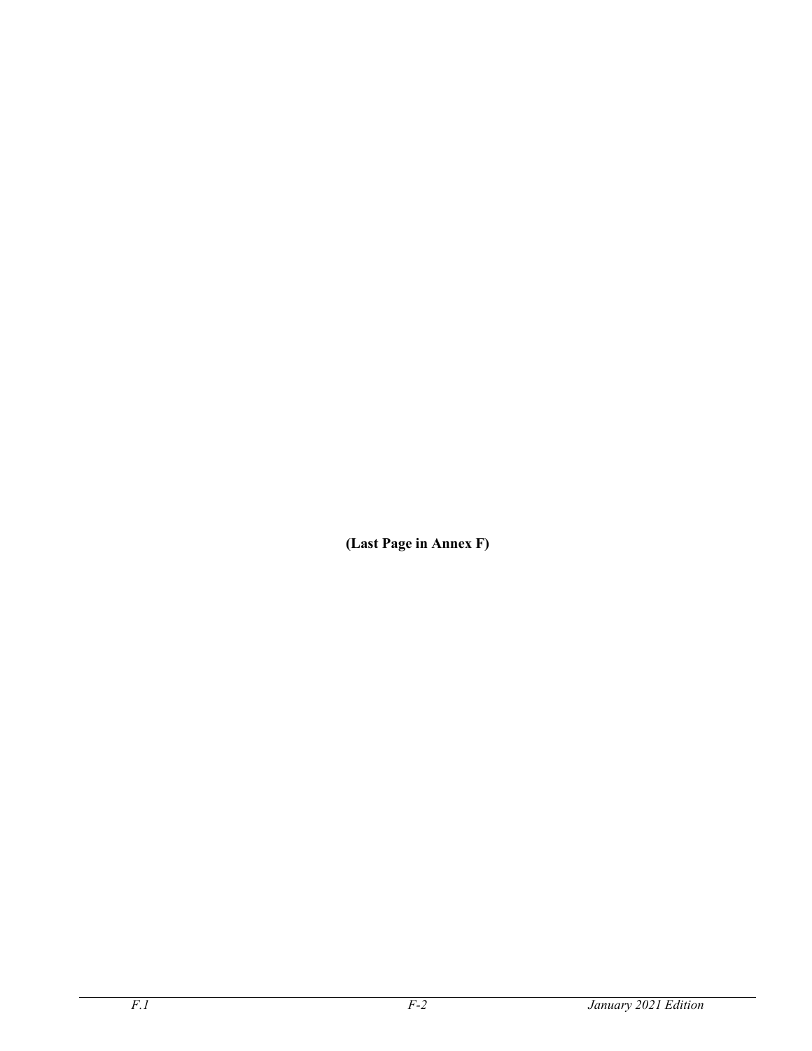**(Last Page in Annex F)**